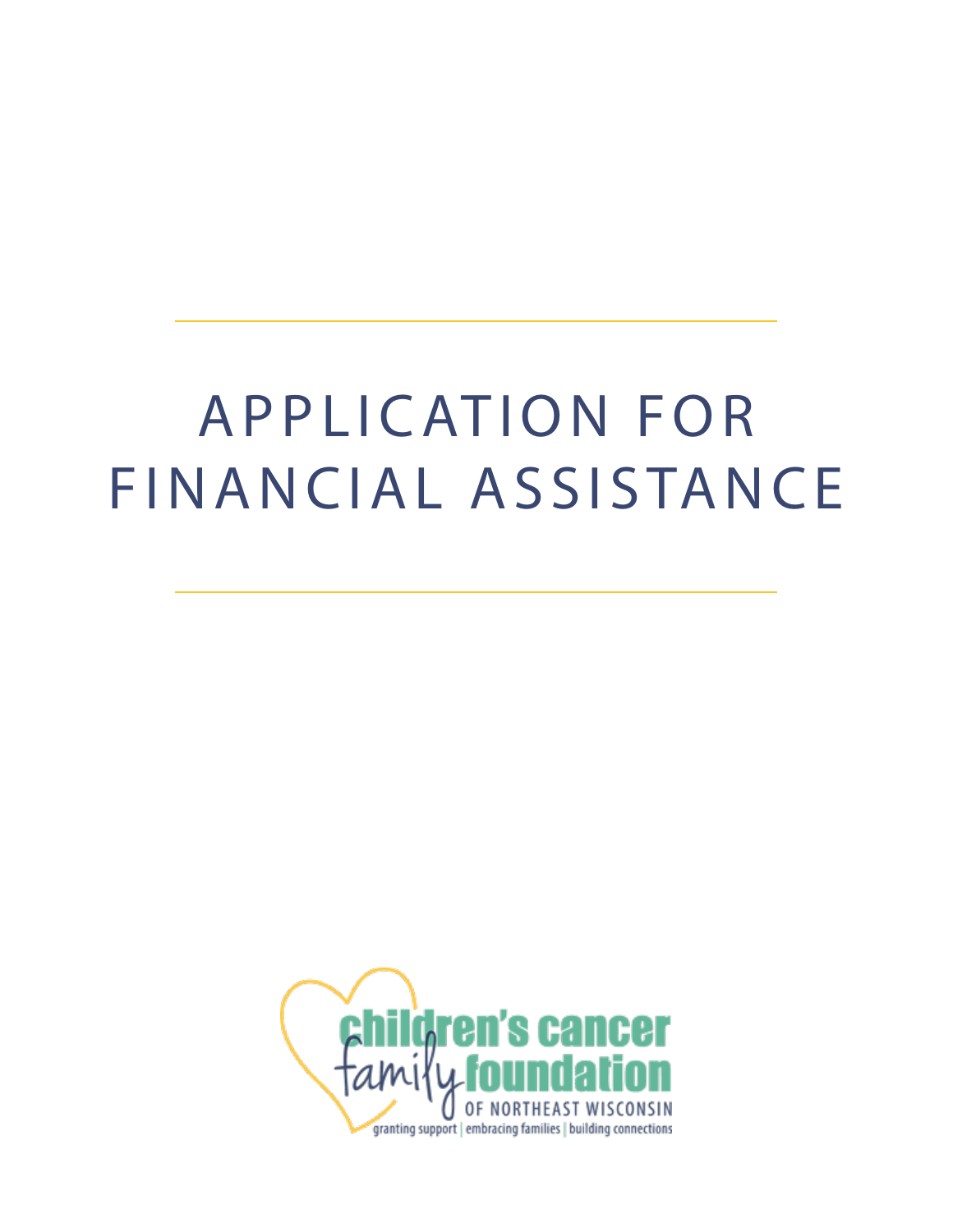# APPLICATION FOR FINANCIAL ASSISTANCE

children's cancer family foundation

OF NORTHEAST WISCONSIN

granting support | embracing families | building connections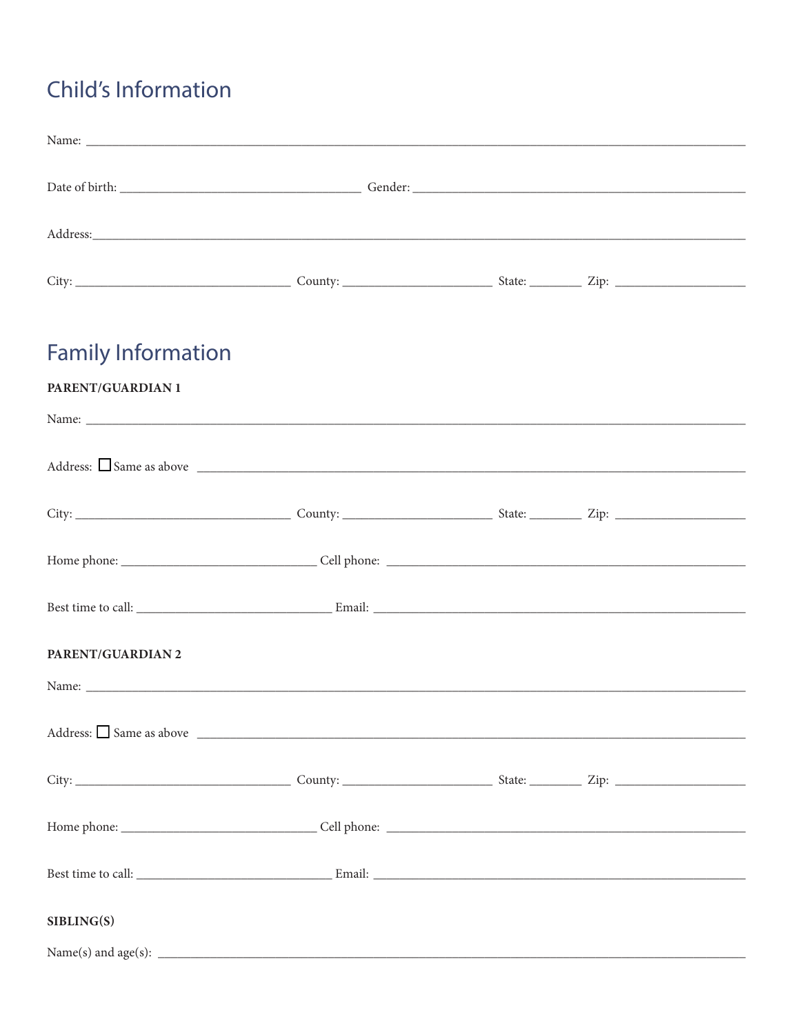## Child's Information

Name: ______________________________________________________________________________

Date of birth: ______________________________ Gender: ________________________________________

Address: ____________________________________________________________________________

City: ___________________________ County: ___________________ State: _______ Zip: ________________

## Family Information

**PARENT/GUARDIAN 1**

Name: ______________________________________________________________________________

Address: ☐ Same as above ______________________________________________________________

City: ___________________________ County: ___________________ State: _______ Zip: ________________

Home phone: _________________________ Cell phone: _____________________________________________

Best time to call: _________________________ Email: ______________________________________________

**PARENT/GUARDIAN 2**

Name: ______________________________________________________________________________

Address: ☐ Same as above ______________________________________________________________

City: ___________________________ County: ___________________ State: _______ Zip: ________________

Home phone: _________________________ Cell phone: _____________________________________________

Best time to call: _________________________ Email: ______________________________________________

**SIBLING(S)**

Name(s) and age(s): __________________________________________________________________________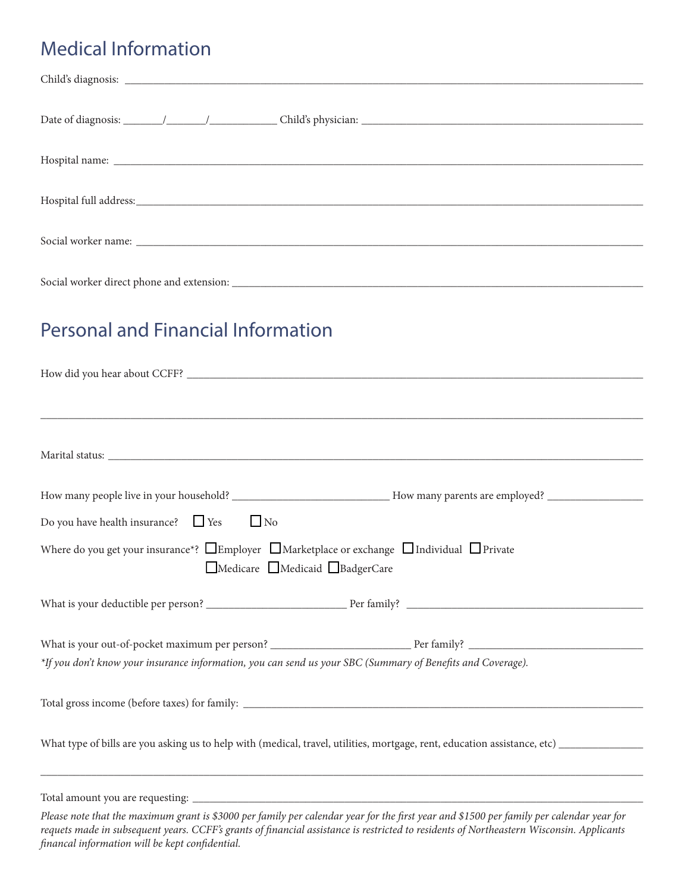## Medical Information

Child's diagnosis: ___________________________________________________________________

Date of diagnosis: _______/_______/____________ Child's physician: _______________________________________

Hospital name: _____________________________________________________________________

Hospital full address: _______________________________________________________________

Social worker name: _________________________________________________________________

Social worker direct phone and extension: ______________________________________________

## Personal and Financial Information

How did you hear about CCFF? _______________________________________________________

_____________________________________________________________________________

Marital status: ______________________________________________________________________

How many people live in your household? ____________________________ How many parents are employed? _________________

Do you have health insurance? ☐ Yes ☐ No

Where do you get your insurance*? ☐ Employer ☐ Marketplace or exchange ☐ Individual ☐ Private ☐ Medicare ☐ Medicaid ☐ BadgerCare

What is your deductible per person? _________________________ Per family? __________________________________

What is your out-of-pocket maximum per person? _________________________ Per family? ______________________

*If you don't know your insurance information, you can send us your SBC (Summary of Benefits and Coverage).*

Total gross income (before taxes) for family: _____________________________________________

What type of bills are you asking us to help with (medical, travel, utilities, mortgage, rent, education assistance, etc) _______________

_____________________________________________________________________________

Total amount you are requesting: ______________________________________________________

*Please note that the maximum grant is $3000 per family per calendar year for the first year and $1500 per family per calendar year for requets made in subsequent years. CCFF's grants of financial assistance is restricted to residents of Northeastern Wisconsin. Applicants financal information will be kept confidential.*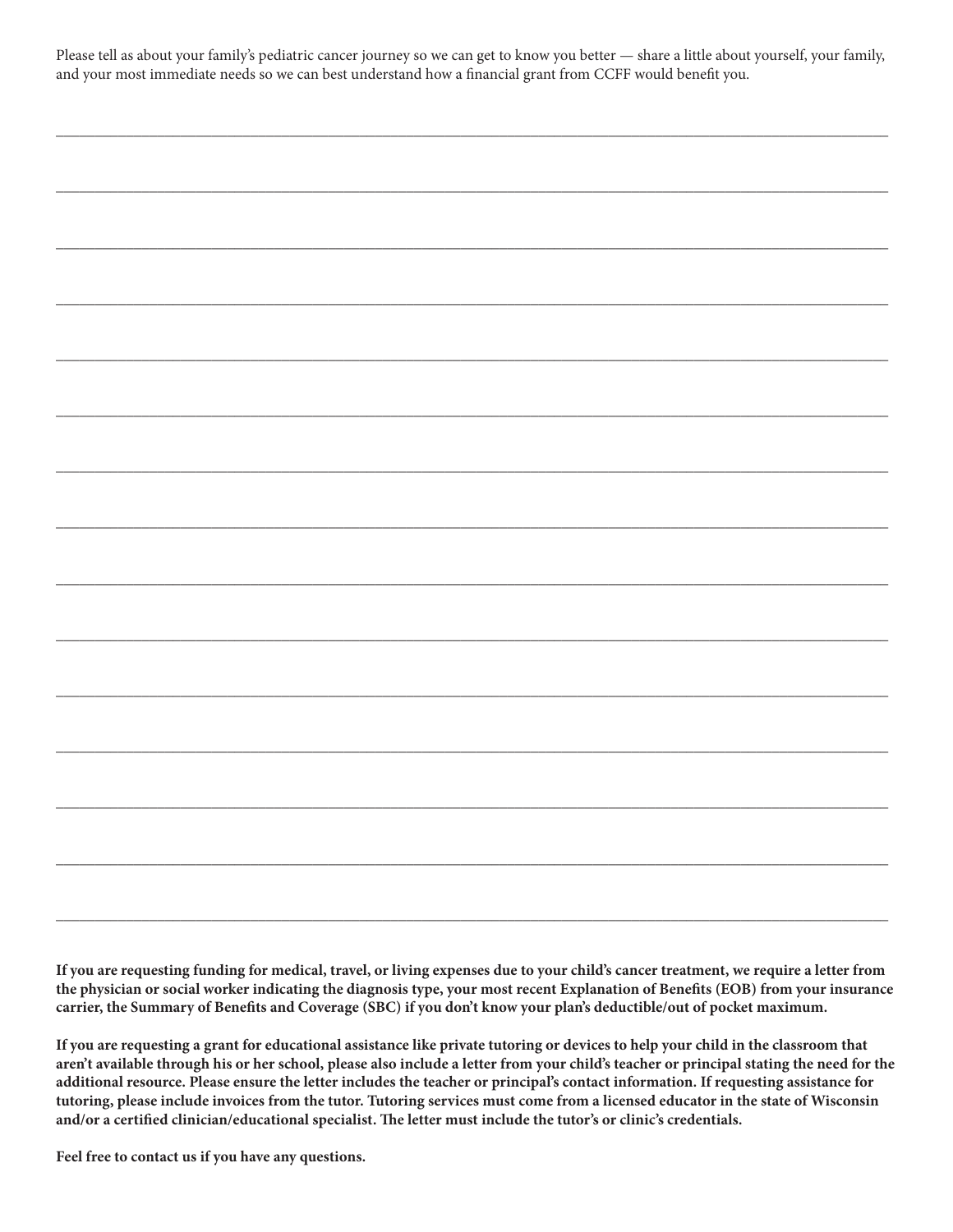Please tell as about your family's pediatric cancer journey so we can get to know you better — share a little about yourself, your family, and your most immediate needs so we can best understand how a financial grant from CCFF would benefit you.

______________________________________________________________________________________________

______________________________________________________________________________________________

______________________________________________________________________________________________

______________________________________________________________________________________________

______________________________________________________________________________________________

______________________________________________________________________________________________

______________________________________________________________________________________________

______________________________________________________________________________________________

______________________________________________________________________________________________

______________________________________________________________________________________________

______________________________________________________________________________________________

______________________________________________________________________________________________

______________________________________________________________________________________________

______________________________________________________________________________________________

______________________________________________________________________________________________

**If you are requesting funding for medical, travel, or living expenses due to your child's cancer treatment, we require a letter from the physician or social worker indicating the diagnosis type, your most recent Explanation of Benefits (EOB) from your insurance carrier, the Summary of Benefits and Coverage (SBC) if you don't know your plan's deductible/out of pocket maximum.**

**If you are requesting a grant for educational assistance like private tutoring or devices to help your child in the classroom that aren't available through his or her school, please also include a letter from your child's teacher or principal stating the need for the additional resource. Please ensure the letter includes the teacher or principal's contact information. If requesting assistance for tutoring, please include invoices from the tutor. Tutoring services must come from a licensed educator in the state of Wisconsin and/or a certified clinician/educational specialist. The letter must include the tutor's or clinic's credentials.**

**Feel free to contact us if you have any questions.**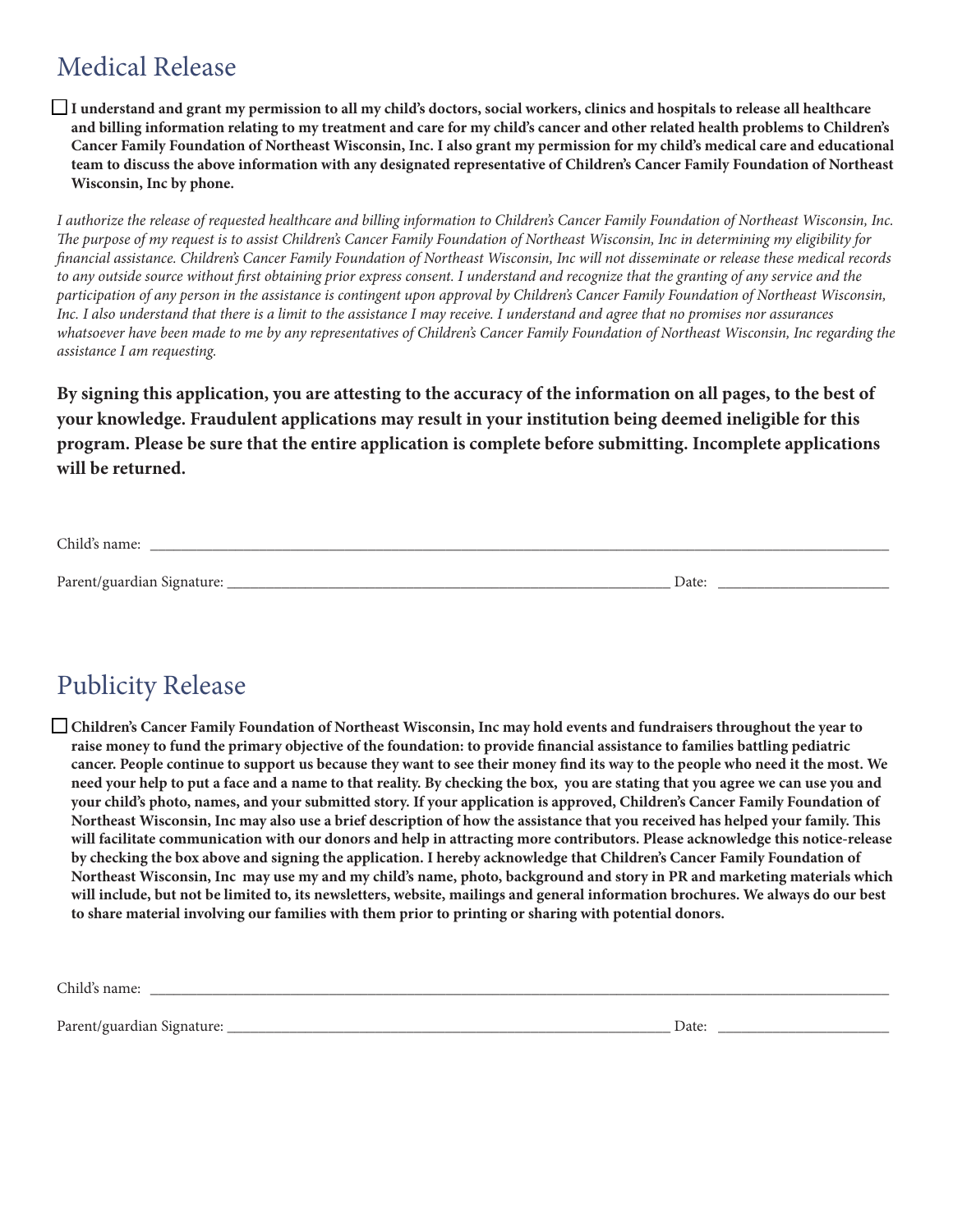## Medical Release

☐ **I understand and grant my permission to all my child's doctors, social workers, clinics and hospitals to release all healthcare and billing information relating to my treatment and care for my child's cancer and other related health problems to Children's Cancer Family Foundation of Northeast Wisconsin, Inc. I also grant my permission for my child's medical care and educational team to discuss the above information with any designated representative of Children's Cancer Family Foundation of Northeast Wisconsin, Inc by phone.**

*I authorize the release of requested healthcare and billing information to Children's Cancer Family Foundation of Northeast Wisconsin, Inc. The purpose of my request is to assist Children's Cancer Family Foundation of Northeast Wisconsin, Inc in determining my eligibility for financial assistance. Children's Cancer Family Foundation of Northeast Wisconsin, Inc will not disseminate or release these medical records to any outside source without first obtaining prior express consent. I understand and recognize that the granting of any service and the participation of any person in the assistance is contingent upon approval by Children's Cancer Family Foundation of Northeast Wisconsin, Inc. I also understand that there is a limit to the assistance I may receive. I understand and agree that no promises nor assurances whatsoever have been made to me by any representatives of Children's Cancer Family Foundation of Northeast Wisconsin, Inc regarding the assistance I am requesting.*

**By signing this application, you are attesting to the accuracy of the information on all pages, to the best of your knowledge. Fraudulent applications may result in your institution being deemed ineligible for this program. Please be sure that the entire application is complete before submitting. Incomplete applications will be returned.**

Child's name: ______________________________________________

Parent/guardian Signature: ______________________________ Date: ______________

## Publicity Release

☐ **Children's Cancer Family Foundation of Northeast Wisconsin, Inc may hold events and fundraisers throughout the year to raise money to fund the primary objective of the foundation: to provide financial assistance to families battling pediatric cancer. People continue to support us because they want to see their money find its way to the people who need it the most. We need your help to put a face and a name to that reality. By checking the box, you are stating that you agree we can use you and your child's photo, names, and your submitted story. If your application is approved, Children's Cancer Family Foundation of Northeast Wisconsin, Inc may also use a brief description of how the assistance that you received has helped your family. This will facilitate communication with our donors and help in attracting more contributors. Please acknowledge this notice-release by checking the box above and signing the application. I hereby acknowledge that Children's Cancer Family Foundation of Northeast Wisconsin, Inc may use my and my child's name, photo, background and story in PR and marketing materials which will include, but not be limited to, its newsletters, website, mailings and general information brochures. We always do our best to share material involving our families with them prior to printing or sharing with potential donors.**

Child's name: ______________________________________________

Parent/guardian Signature: ______________________________ Date: ______________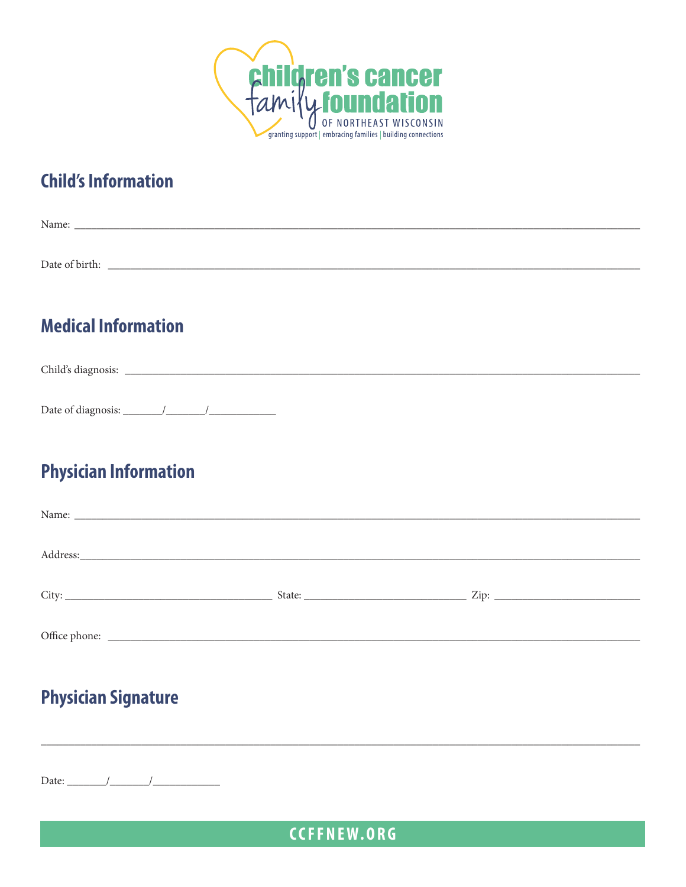children's cancer family foundation OF NORTHEAST WISCONSIN

granting support | embracing families | building connections

## Child's Information

Name: ______________________________________________

Date of birth: ______________________________________________

## Medical Information

Child's diagnosis: ______________________________________________

Date of diagnosis: _______/_______/____________

## Physician Information

Name: ______________________________________________

Address:______________________________________________

City: ____________________ State: ____________________ Zip: ____________________

Office phone: ______________________________________________

## Physician Signature

______________________________________________

Date: _______/_______/____________

CCFFNEW.ORG